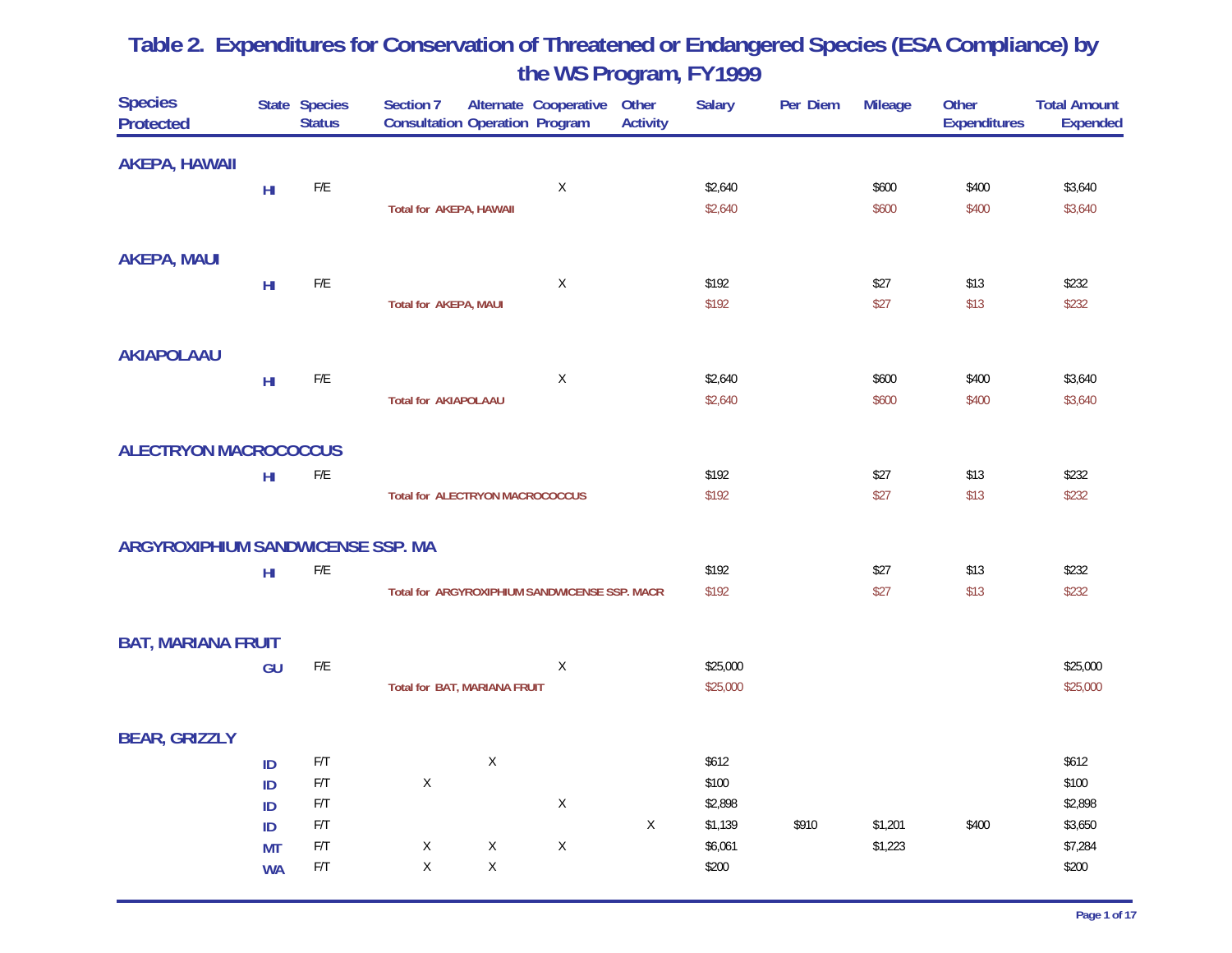# Table 2. Expenditures for Conservation of Threatened or Endangered Species (ESA Compliance) by the WS Program, FY1999

| Species Protected | State | Species Status | Section 7 Consultation | Alternate Operation | Cooperative Program | Other Activity | Salary | Per Diem | Mileage | Other Expenditures | Total Amount Expended |
|---|---|---|---|---|---|---|---|---|---|---|---|
| **AKEPA, HAWAII** | | | | | | | | | | | |
| | HI | F/E | | | X | | $2,640 | | $600 | $400 | $3,640 |
| | | | Total for AKEPA, HAWAII | | | | $2,640 | | $600 | $400 | $3,640 |
| **AKEPA, MAUI** | | | | | | | | | | | |
| | HI | F/E | | | X | | $192 | | $27 | $13 | $232 |
| | | | Total for AKEPA, MAUI | | | | $192 | | $27 | $13 | $232 |
| **AKIAPOLAAU** | | | | | | | | | | | |
| | HI | F/E | | | X | | $2,640 | | $600 | $400 | $3,640 |
| | | | Total for AKIAPOLAAU | | | | $2,640 | | $600 | $400 | $3,640 |
| **ALECTRYON MACROCOCCUS** | | | | | | | | | | | |
| | HI | F/E | | | | | $192 | | $27 | $13 | $232 |
| | | | Total for ALECTRYON MACROCOCCUS | | | | $192 | | $27 | $13 | $232 |
| **ARGYROXIPHIUM SANDWICENSE SSP. MA** | | | | | | | | | | | |
| | HI | F/E | | | | | $192 | | $27 | $13 | $232 |
| | | | Total for ARGYROXIPHIUM SANDWICENSE SSP. MACR | | | | $192 | | $27 | $13 | $232 |
| **BAT, MARIANA FRUIT** | | | | | | | | | | | |
| | GU | F/E | | | X | | $25,000 | | | | $25,000 |
| | | | Total for BAT, MARIANA FRUIT | | | | $25,000 | | | | $25,000 |
| **BEAR, GRIZZLY** | | | | | | | | | | | |
| | ID | F/T | | X | | | $612 | | | | $612 |
| | ID | F/T | X | | | | $100 | | | | $100 |
| | ID | F/T | | | X | | $2,898 | | | | $2,898 |
| | ID | F/T | | | | X | $1,139 | $910 | $1,201 | $400 | $3,650 |
| | MT | F/T | X | X | X | | $6,061 | | $1,223 | | $7,284 |
| | WA | F/T | X | X | | | $200 | | | | $200 |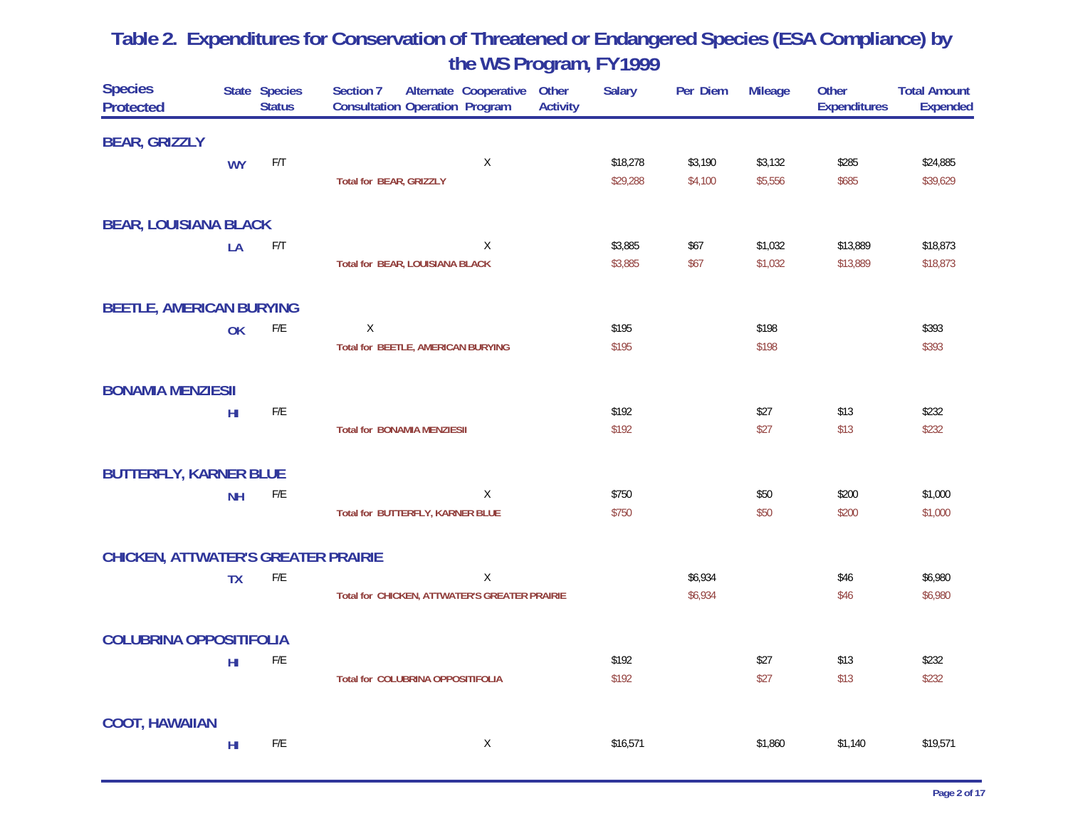## Table 2. Expenditures for Conservation of Threatened or Endangered Species (ESA Compliance) by the WS Program, FY1999

| Species Protected | State | Species Status | Section 7 Consultation | Alternate Operation | Cooperative Program | Other Activity | Salary | Per Diem | Mileage | Other Expenditures | Total Amount Expended |
|---|---|---|---|---|---|---|---|---|---|---|---|
| **BEAR, GRIZZLY** | | | | | | | | | | | |
| | WY | F/T | | | X | | $18,278 | $3,190 | $3,132 | $285 | $24,885 |
| | | | Total for BEAR, GRIZZLY | | | | $29,288 | $4,100 | $5,556 | $685 | $39,629 |
| **BEAR, LOUISIANA BLACK** | | | | | | | | | | | |
| | LA | F/T | | | X | | $3,885 | $67 | $1,032 | $13,889 | $18,873 |
| | | | Total for BEAR, LOUISIANA BLACK | | | | $3,885 | $67 | $1,032 | $13,889 | $18,873 |
| **BEETLE, AMERICAN BURYING** | | | | | | | | | | | |
| | OK | F/E | X | | | | $195 | | $198 | | $393 |
| | | | Total for BEETLE, AMERICAN BURYING | | | | $195 | | $198 | | $393 |
| **BONAMIA MENZIESII** | | | | | | | | | | | |
| | HI | F/E | | | | | $192 | | $27 | $13 | $232 |
| | | | Total for BONAMIA MENZIESII | | | | $192 | | $27 | $13 | $232 |
| **BUTTERFLY, KARNER BLUE** | | | | | | | | | | | |
| | NH | F/E | | | X | | $750 | | $50 | $200 | $1,000 |
| | | | Total for BUTTERFLY, KARNER BLUE | | | | $750 | | $50 | $200 | $1,000 |
| **CHICKEN, ATTWATER'S GREATER PRAIRIE** | | | | | | | | | | | |
| | TX | F/E | | | X | | | $6,934 | | $46 | $6,980 |
| | | | Total for CHICKEN, ATTWATER'S GREATER PRAIRIE | | | | | $6,934 | | $46 | $6,980 |
| **COLUBRINA OPPOSITIFOLIA** | | | | | | | | | | | |
| | HI | F/E | | | | | $192 | | $27 | $13 | $232 |
| | | | Total for COLUBRINA OPPOSITIFOLIA | | | | $192 | | $27 | $13 | $232 |
| **COOT, HAWAIIAN** | | | | | | | | | | | |
| | HI | F/E | | | X | | $16,571 | | $1,860 | $1,140 | $19,571 |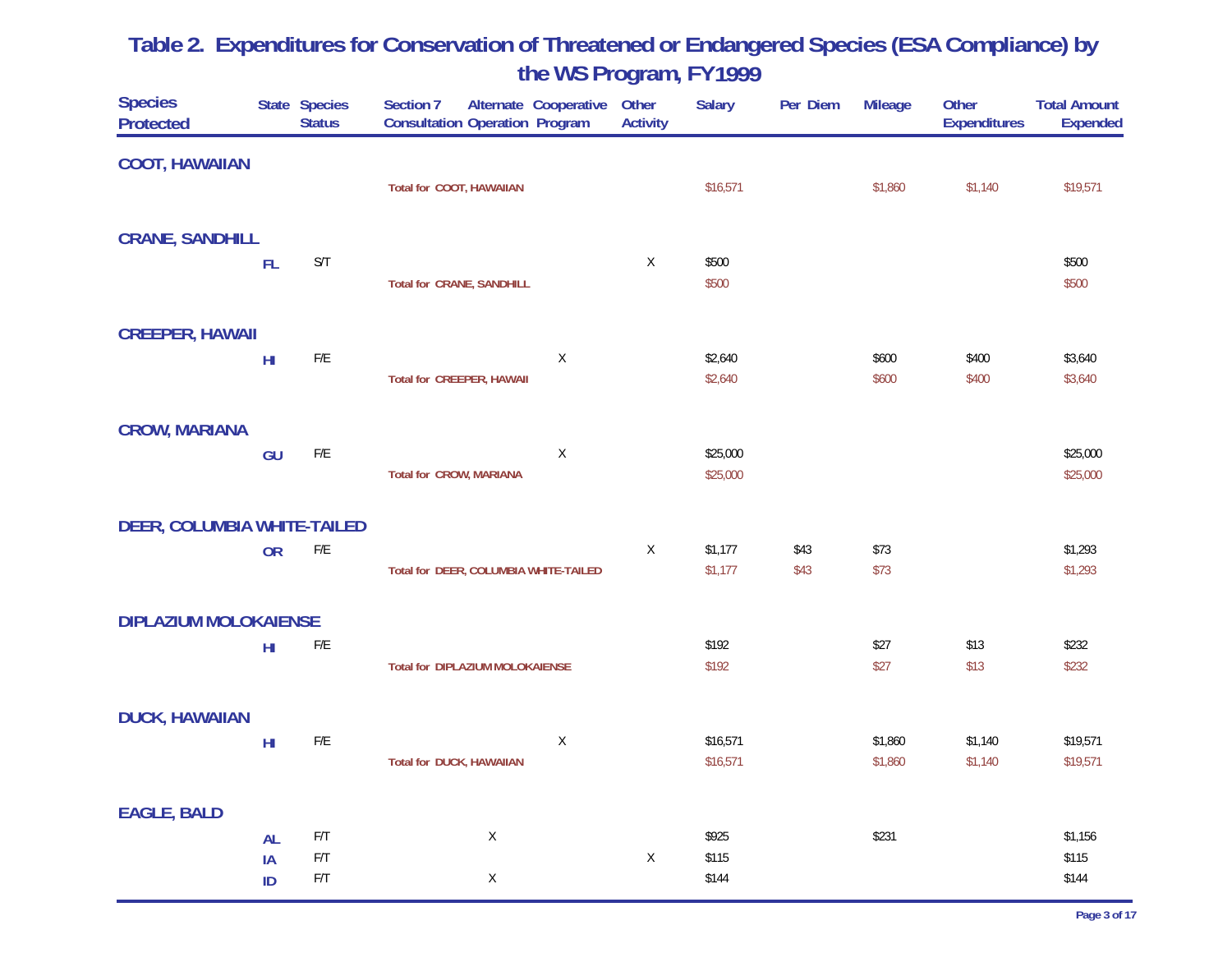# Table 2. Expenditures for Conservation of Threatened or Endangered Species (ESA Compliance) by the WS Program, FY1999

| Species Protected | State | Species Status | Section 7 Consultation | Alternate Operation | Cooperative Program | Other Activity | Salary | Per Diem | Mileage | Other Expenditures | Total Amount Expended |
|---|---|---|---|---|---|---|---|---|---|---|---|
| **COOT, HAWAIIAN** | | | | | | | | | | | |
| Total for COOT, HAWAIIAN | | | | | | | $16,571 | | $1,860 | $1,140 | $19,571 |
| **CRANE, SANDHILL** | | | | | | | | | | | |
| | FL | S/T | | | | X | $500 | | | | $500 |
| Total for CRANE, SANDHILL | | | | | | | $500 | | | | $500 |
| **CREEPER, HAWAII** | | | | | | | | | | | |
| | HI | F/E | | | X | | $2,640 | | $600 | $400 | $3,640 |
| Total for CREEPER, HAWAII | | | | | | | $2,640 | | $600 | $400 | $3,640 |
| **CROW, MARIANA** | | | | | | | | | | | |
| | GU | F/E | | | X | | $25,000 | | | | $25,000 |
| Total for CROW, MARIANA | | | | | | | $25,000 | | | | $25,000 |
| **DEER, COLUMBIA WHITE-TAILED** | | | | | | | | | | | |
| | OR | F/E | | | | X | $1,177 | $43 | $73 | | $1,293 |
| Total for DEER, COLUMBIA WHITE-TAILED | | | | | | | $1,177 | $43 | $73 | | $1,293 |
| **DIPLAZIUM MOLOKAIENSE** | | | | | | | | | | | |
| | HI | F/E | | | | | $192 | | $27 | $13 | $232 |
| Total for DIPLAZIUM MOLOKAIENSE | | | | | | | $192 | | $27 | $13 | $232 |
| **DUCK, HAWAIIAN** | | | | | | | | | | | |
| | HI | F/E | | | X | | $16,571 | | $1,860 | $1,140 | $19,571 |
| Total for DUCK, HAWAIIAN | | | | | | | $16,571 | | $1,860 | $1,140 | $19,571 |
| **EAGLE, BALD** | | | | | | | | | | | |
| | AL | F/T | | X | | | $925 | | $231 | | $1,156 |
| | IA | F/T | | | | X | $115 | | | | $115 |
| | ID | F/T | | X | | | $144 | | | | $144 |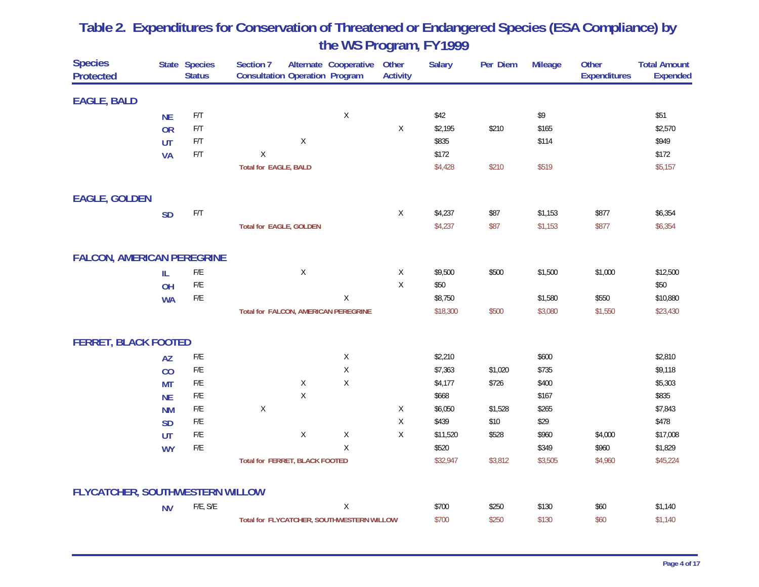# Table 2. Expenditures for Conservation of Threatened or Endangered Species (ESA Compliance) by the WS Program, FY1999

| Species Protected | State | Species Status | Section 7 Consultation | Alternate Operation | Cooperative Program | Other Activity | Salary | Per Diem | Mileage | Other Expenditures | Total Amount Expended |
|---|---|---|---|---|---|---|---|---|---|---|---|
| **EAGLE, BALD** | | | | | | | | | | | |
| | NE | F/T | | | X | | $42 | | $9 | | $51 |
| | OR | F/T | | | | X | $2,195 | $210 | $165 | | $2,570 |
| | UT | F/T | | X | | | $835 | | $114 | | $949 |
| | VA | F/T | X | | | | $172 | | | | $172 |
| | | | Total for EAGLE, BALD | | | | $4,428 | $210 | $519 | | $5,157 |
| **EAGLE, GOLDEN** | | | | | | | | | | | |
| | SD | F/T | | | | X | $4,237 | $87 | $1,153 | $877 | $6,354 |
| | | | Total for EAGLE, GOLDEN | | | | $4,237 | $87 | $1,153 | $877 | $6,354 |
| **FALCON, AMERICAN PEREGRINE** | | | | | | | | | | | |
| | IL | F/E | | X | | X | $9,500 | $500 | $1,500 | $1,000 | $12,500 |
| | OH | F/E | | | | X | $50 | | | | $50 |
| | WA | F/E | | | X | | $8,750 | | $1,580 | $550 | $10,880 |
| | | | Total for FALCON, AMERICAN PEREGRINE | | | | $18,300 | $500 | $3,080 | $1,550 | $23,430 |
| **FERRET, BLACK FOOTED** | | | | | | | | | | | |
| | AZ | F/E | | | X | | $2,210 | | $600 | | $2,810 |
| | CO | F/E | | | X | | $7,363 | $1,020 | $735 | | $9,118 |
| | MT | F/E | | X | X | | $4,177 | $726 | $400 | | $5,303 |
| | NE | F/E | | X | | | $668 | | $167 | | $835 |
| | NM | F/E | X | | | X | $6,050 | $1,528 | $265 | | $7,843 |
| | SD | F/E | | | | X | $439 | $10 | $29 | | $478 |
| | UT | F/E | | X | X | X | $11,520 | $528 | $960 | $4,000 | $17,008 |
| | WY | F/E | | | X | | $520 | | $349 | $960 | $1,829 |
| | | | Total for FERRET, BLACK FOOTED | | | | $32,947 | $3,812 | $3,505 | $4,960 | $45,224 |
| **FLYCATCHER, SOUTHWESTERN WILLOW** | | | | | | | | | | | |
| | NV | F/E, S/E | | | X | | $700 | $250 | $130 | $60 | $1,140 |
| | | | Total for FLYCATCHER, SOUTHWESTERN WILLOW | | | | $700 | $250 | $130 | $60 | $1,140 |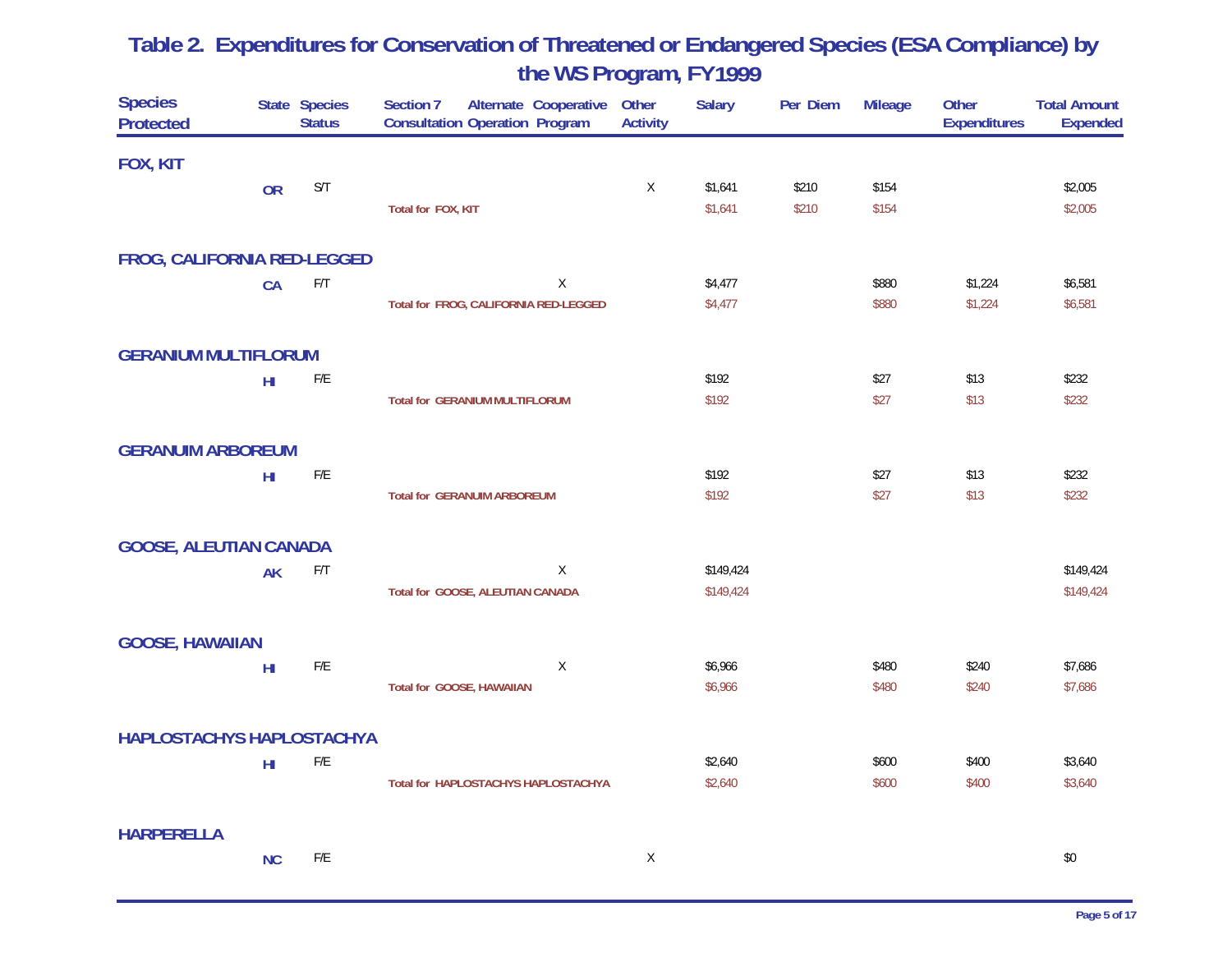# Table 2. Expenditures for Conservation of Threatened or Endangered Species (ESA Compliance) by the WS Program, FY1999

| Species Protected | State | Species Status | Section 7 Consultation | Alternate Operation | Cooperative Program | Other Activity | Salary | Per Diem | Mileage | Other Expenditures | Total Amount Expended |
|---|---|---|---|---|---|---|---|---|---|---|---|
| **FOX, KIT** | | | | | | | | | | | |
| | OR | S/T | | | | X | $1,641 | $210 | $154 | | $2,005 |
| | | | Total for FOX, KIT | | | | $1,641 | $210 | $154 | | $2,005 |
| **FROG, CALIFORNIA RED-LEGGED** | | | | | | | | | | | |
| | CA | F/T | | | X | | $4,477 | | $880 | $1,224 | $6,581 |
| | | | Total for FROG, CALIFORNIA RED-LEGGED | | | | $4,477 | | $880 | $1,224 | $6,581 |
| **GERANIUM MULTIFLORUM** | | | | | | | | | | | |
| | HI | F/E | | | | | $192 | | $27 | $13 | $232 |
| | | | Total for GERANIUM MULTIFLORUM | | | | $192 | | $27 | $13 | $232 |
| **GERANUIM ARBOREUM** | | | | | | | | | | | |
| | HI | F/E | | | | | $192 | | $27 | $13 | $232 |
| | | | Total for GERANUIM ARBOREUM | | | | $192 | | $27 | $13 | $232 |
| **GOOSE, ALEUTIAN CANADA** | | | | | | | | | | | |
| | AK | F/T | | | X | | $149,424 | | | | $149,424 |
| | | | Total for GOOSE, ALEUTIAN CANADA | | | | $149,424 | | | | $149,424 |
| **GOOSE, HAWAIIAN** | | | | | | | | | | | |
| | HI | F/E | | | X | | $6,966 | | $480 | $240 | $7,686 |
| | | | Total for GOOSE, HAWAIIAN | | | | $6,966 | | $480 | $240 | $7,686 |
| **HAPLOSTACHYS HAPLOSTACHYA** | | | | | | | | | | | |
| | HI | F/E | | | | | $2,640 | | $600 | $400 | $3,640 |
| | | | Total for HAPLOSTACHYS HAPLOSTACHYA | | | | $2,640 | | $600 | $400 | $3,640 |
| **HARPERELLA** | | | | | | | | | | | |
| | NC | F/E | | | | X | | | | | $0 |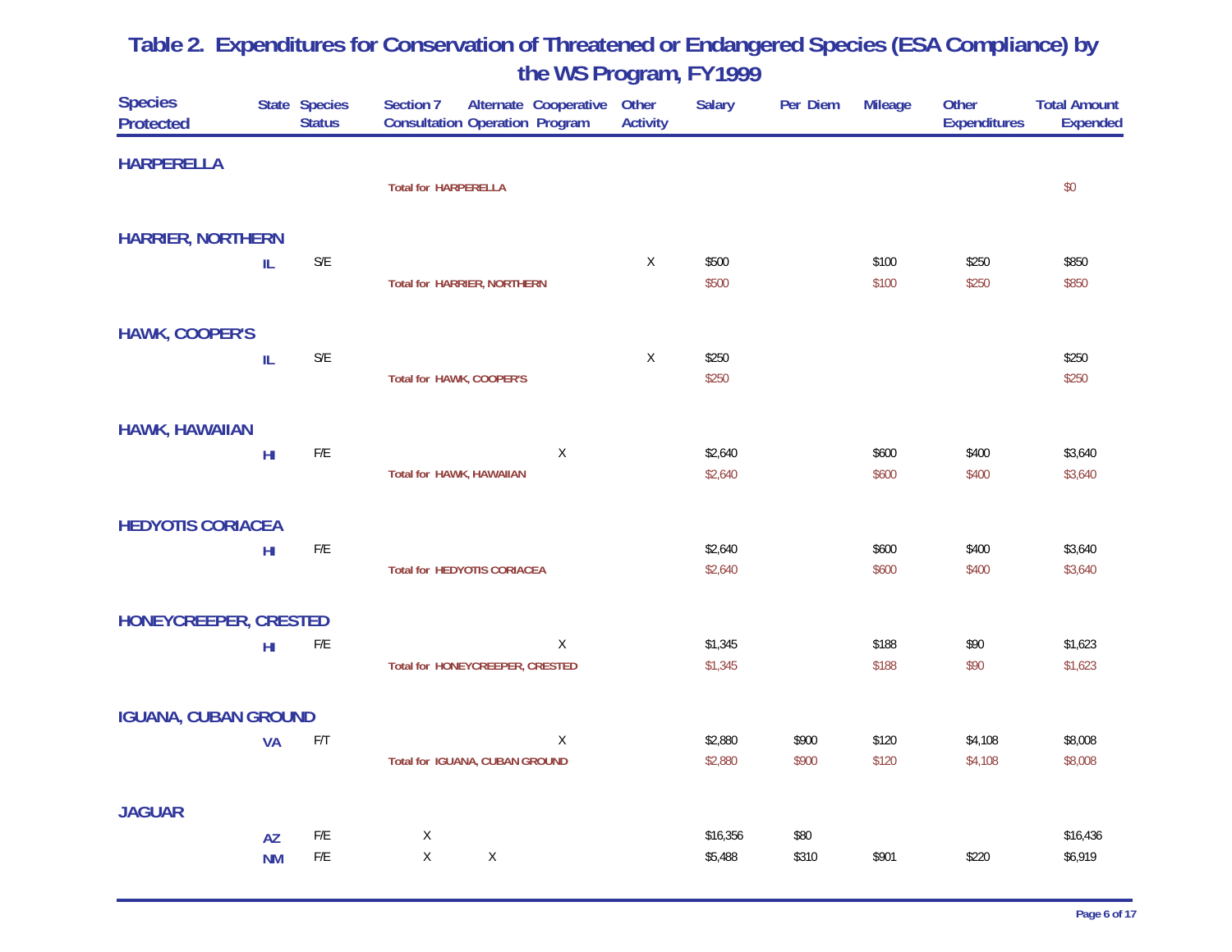# Table 2. Expenditures for Conservation of Threatened or Endangered Species (ESA Compliance) by the WS Program, FY1999

| Species Protected | State | Species Status | Section 7 Consultation | Alternate Operation | Cooperative Program | Other Activity | Salary | Per Diem | Mileage | Other Expenditures | Total Amount Expended |
|---|---|---|---|---|---|---|---|---|---|---|---|
| **HARPERELLA** | | | | | | | | | | | |
| | | | Total for HARPERELLA | | | | | | | | $0 |
| **HARRIER, NORTHERN** | | | | | | | | | | | |
| | IL | S/E | | | | X | $500 | | $100 | $250 | $850 |
| | | | Total for HARRIER, NORTHERN | | | | $500 | | $100 | $250 | $850 |
| **HAWK, COOPER'S** | | | | | | | | | | | |
| | IL | S/E | | | | X | $250 | | | | $250 |
| | | | Total for HAWK, COOPER'S | | | | $250 | | | | $250 |
| **HAWK, HAWAIIAN** | | | | | | | | | | | |
| | HI | F/E | | | X | | $2,640 | | $600 | $400 | $3,640 |
| | | | Total for HAWK, HAWAIIAN | | | | $2,640 | | $600 | $400 | $3,640 |
| **HEDYOTIS CORIACEA** | | | | | | | | | | | |
| | HI | F/E | | | | | $2,640 | | $600 | $400 | $3,640 |
| | | | Total for HEDYOTIS CORIACEA | | | | $2,640 | | $600 | $400 | $3,640 |
| **HONEYCREEPER, CRESTED** | | | | | | | | | | | |
| | HI | F/E | | | X | | $1,345 | | $188 | $90 | $1,623 |
| | | | Total for HONEYCREEPER, CRESTED | | | | $1,345 | | $188 | $90 | $1,623 |
| **IGUANA, CUBAN GROUND** | | | | | | | | | | | |
| | VA | F/T | | | X | | $2,880 | $900 | $120 | $4,108 | $8,008 |
| | | | Total for IGUANA, CUBAN GROUND | | | | $2,880 | $900 | $120 | $4,108 | $8,008 |
| **JAGUAR** | | | | | | | | | | | |
| | AZ | F/E | X | | | | $16,356 | $80 | | | $16,436 |
| | NM | F/E | X | X | | | $5,488 | $310 | $901 | $220 | $6,919 |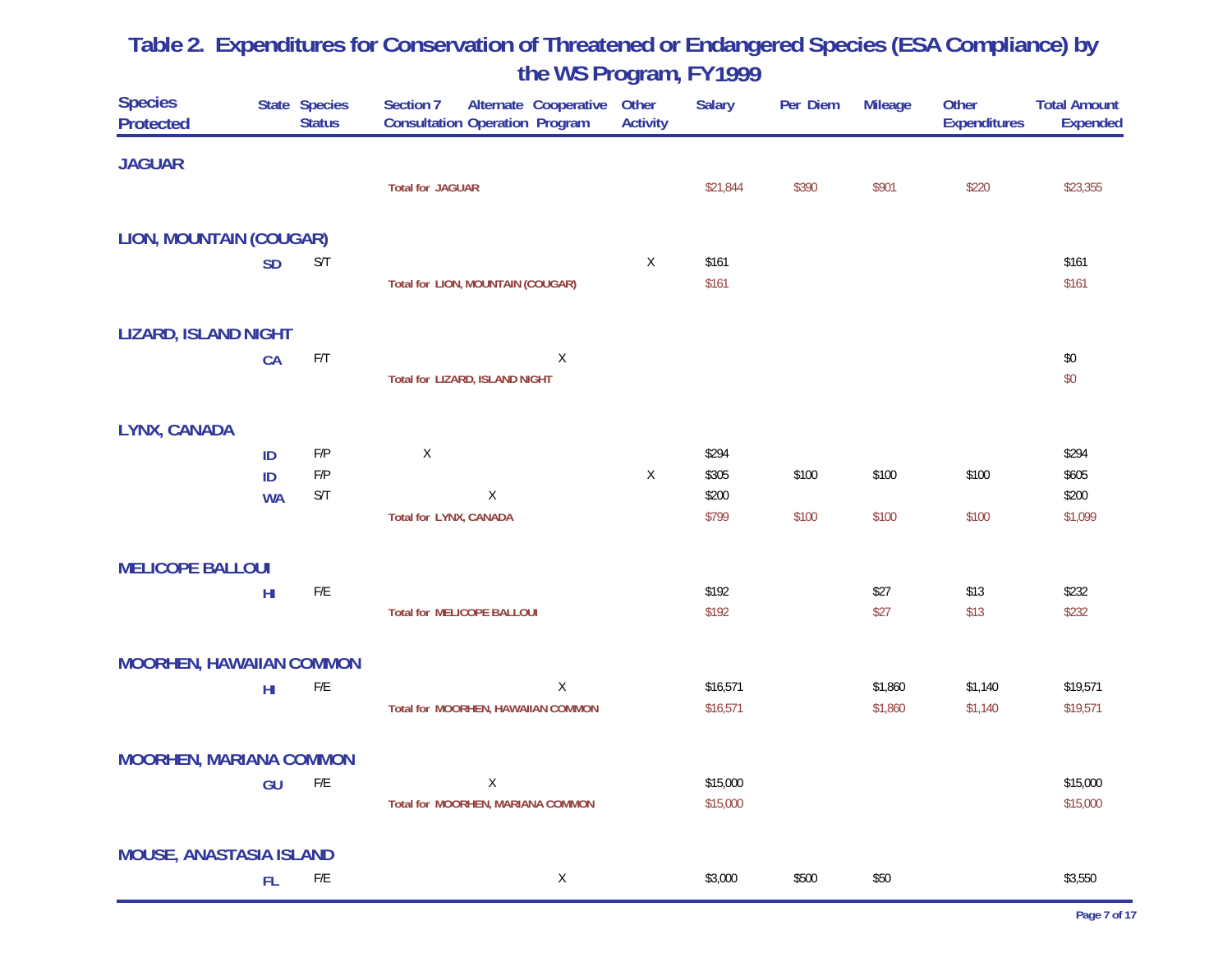## Table 2. Expenditures for Conservation of Threatened or Endangered Species (ESA Compliance) by the WS Program, FY1999

| Species Protected | State | Species Status | Section 7 Consultation | Alternate Operation | Cooperative Program | Other Activity | Salary | Per Diem | Mileage | Other Expenditures | Total Amount Expended |
|---|---|---|---|---|---|---|---|---|---|---|---|
| **JAGUAR** | | | | | | | | | | | |
| | | | Total for JAGUAR | | | | $21,844 | $390 | $901 | $220 | $23,355 |
| **LION, MOUNTAIN (COUGAR)** | | | | | | | | | | | |
| | SD | S/T | | | | X | $161 | | | | $161 |
| | | | Total for LION, MOUNTAIN (COUGAR) | | | | $161 | | | | $161 |
| **LIZARD, ISLAND NIGHT** | | | | | | | | | | | |
| | CA | F/T | | | X | | | | | | $0 |
| | | | Total for LIZARD, ISLAND NIGHT | | | | | | | | $0 |
| **LYNX, CANADA** | | | | | | | | | | | |
| | ID | F/P | X | | | | $294 | | | | $294 |
| | ID | F/P | | | | X | $305 | $100 | $100 | $100 | $605 |
| | WA | S/T | | X | | | $200 | | | | $200 |
| | | | Total for LYNX, CANADA | | | | $799 | $100 | $100 | $100 | $1,099 |
| **MELICOPE BALLOUI** | | | | | | | | | | | |
| | HI | F/E | | | | | $192 | | $27 | $13 | $232 |
| | | | Total for MELICOPE BALLOUI | | | | $192 | | $27 | $13 | $232 |
| **MOORHEN, HAWAIIAN COMMON** | | | | | | | | | | | |
| | HI | F/E | | | X | | $16,571 | | $1,860 | $1,140 | $19,571 |
| | | | Total for MOORHEN, HAWAIIAN COMMON | | | | $16,571 | | $1,860 | $1,140 | $19,571 |
| **MOORHEN, MARIANA COMMON** | | | | | | | | | | | |
| | GU | F/E | | X | | | $15,000 | | | | $15,000 |
| | | | Total for MOORHEN, MARIANA COMMON | | | | $15,000 | | | | $15,000 |
| **MOUSE, ANASTASIA ISLAND** | | | | | | | | | | | |
| | FL | F/E | | | X | | $3,000 | $500 | $50 | | $3,550 |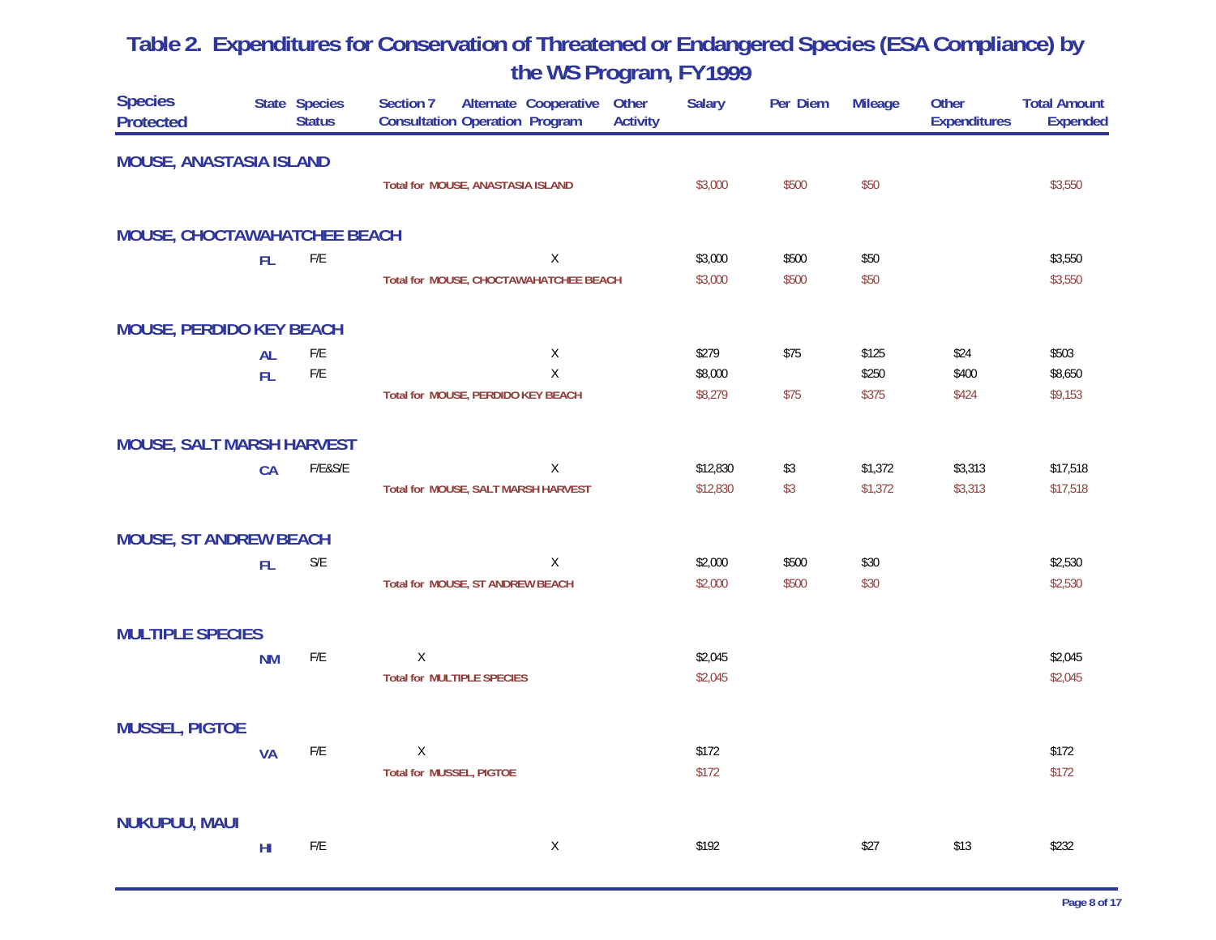# Table 2. Expenditures for Conservation of Threatened or Endangered Species (ESA Compliance) by the WS Program, FY1999

| Species Protected | State | Species Status | Section 7 Consultation | Alternate Operation | Cooperative Program | Other Activity | Salary | Per Diem | Mileage | Other Expenditures | Total Amount Expended |
|---|---|---|---|---|---|---|---|---|---|---|---|
| **MOUSE, ANASTASIA ISLAND** | | | | | | | | | | | |
| | | | Total for MOUSE, ANASTASIA ISLAND | | | | $3,000 | $500 | $50 | | $3,550 |
| **MOUSE, CHOCTAWAHATCHEE BEACH** | | | | | | | | | | | |
| | FL | F/E | | | X | | $3,000 | $500 | $50 | | $3,550 |
| | | | Total for MOUSE, CHOCTAWAHATCHEE BEACH | | | | $3,000 | $500 | $50 | | $3,550 |
| **MOUSE, PERDIDO KEY BEACH** | | | | | | | | | | | |
| | AL | F/E | | | X | | $279 | $75 | $125 | $24 | $503 |
| | FL | F/E | | | X | | $8,000 | | $250 | $400 | $8,650 |
| | | | Total for MOUSE, PERDIDO KEY BEACH | | | | $8,279 | $75 | $375 | $424 | $9,153 |
| **MOUSE, SALT MARSH HARVEST** | | | | | | | | | | | |
| | CA | F/E&S/E | | | X | | $12,830 | $3 | $1,372 | $3,313 | $17,518 |
| | | | Total for MOUSE, SALT MARSH HARVEST | | | | $12,830 | $3 | $1,372 | $3,313 | $17,518 |
| **MOUSE, ST ANDREW BEACH** | | | | | | | | | | | |
| | FL | S/E | | | X | | $2,000 | $500 | $30 | | $2,530 |
| | | | Total for MOUSE, ST ANDREW BEACH | | | | $2,000 | $500 | $30 | | $2,530 |
| **MULTIPLE SPECIES** | | | | | | | | | | | |
| | NM | F/E | X | | | | $2,045 | | | | $2,045 |
| | | | Total for MULTIPLE SPECIES | | | | $2,045 | | | | $2,045 |
| **MUSSEL, PIGTOE** | | | | | | | | | | | |
| | VA | F/E | X | | | | $172 | | | | $172 |
| | | | Total for MUSSEL, PIGTOE | | | | $172 | | | | $172 |
| **NUKUPUU, MAUI** | | | | | | | | | | | |
| | HI | F/E | | | X | | $192 | | $27 | $13 | $232 |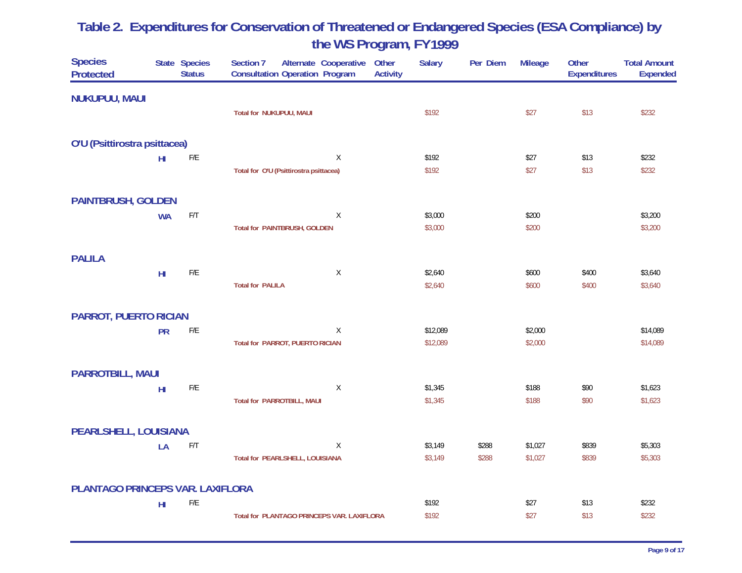# Table 2. Expenditures for Conservation of Threatened or Endangered Species (ESA Compliance) by the WS Program, FY1999

| Species Protected | State | Species Status | Section 7 Consultation | Alternate Operation | Cooperative Program | Other Activity | Salary | Per Diem | Mileage | Other Expenditures | Total Amount Expended |
|---|---|---|---|---|---|---|---|---|---|---|---|
| **NUKUPUU, MAUI** | | | | | | | | | | | |
| | | | Total for NUKUPUU, MAUI | | | | $192 | | $27 | $13 | $232 |
| **O'U (Psittirostra psittacea)** | | | | | | | | | | | |
| | HI | F/E | | | X | | $192 | | $27 | $13 | $232 |
| | | | Total for O'U (Psittirostra psittacea) | | | | $192 | | $27 | $13 | $232 |
| **PAINTBRUSH, GOLDEN** | | | | | | | | | | | |
| | WA | F/T | | | X | | $3,000 | | $200 | | $3,200 |
| | | | Total for PAINTBRUSH, GOLDEN | | | | $3,000 | | $200 | | $3,200 |
| **PALILA** | | | | | | | | | | | |
| | HI | F/E | | | X | | $2,640 | | $600 | $400 | $3,640 |
| | | | Total for PALILA | | | | $2,640 | | $600 | $400 | $3,640 |
| **PARROT, PUERTO RICIAN** | | | | | | | | | | | |
| | PR | F/E | | | X | | $12,089 | | $2,000 | | $14,089 |
| | | | Total for PARROT, PUERTO RICIAN | | | | $12,089 | | $2,000 | | $14,089 |
| **PARROTBILL, MAUI** | | | | | | | | | | | |
| | HI | F/E | | | X | | $1,345 | | $188 | $90 | $1,623 |
| | | | Total for PARROTBILL, MAUI | | | | $1,345 | | $188 | $90 | $1,623 |
| **PEARLSHELL, LOUISIANA** | | | | | | | | | | | |
| | LA | F/T | | | X | | $3,149 | $288 | $1,027 | $839 | $5,303 |
| | | | Total for PEARLSHELL, LOUISIANA | | | | $3,149 | $288 | $1,027 | $839 | $5,303 |
| **PLANTAGO PRINCEPS VAR. LAXIFLORA** | | | | | | | | | | | |
| | HI | F/E | | | | | $192 | | $27 | $13 | $232 |
| | | | Total for PLANTAGO PRINCEPS VAR. LAXIFLORA | | | | $192 | | $27 | $13 | $232 |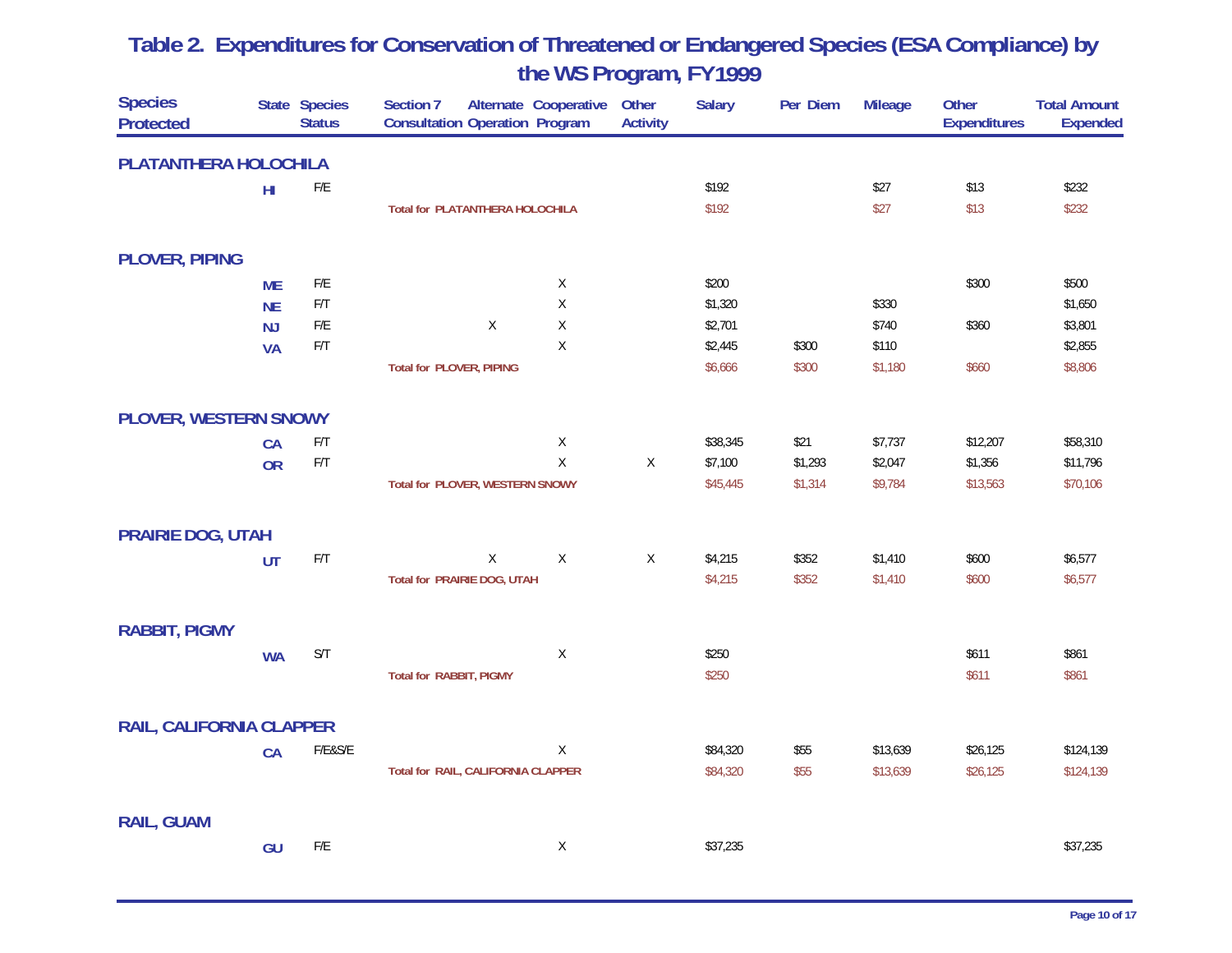## Table 2. Expenditures for Conservation of Threatened or Endangered Species (ESA Compliance) by the WS Program, FY1999

| Species Protected | State | Species Status | Section 7 Consultation | Alternate Operation | Cooperative Program | Other Activity | Salary | Per Diem | Mileage | Other Expenditures | Total Amount Expended |
|---|---|---|---|---|---|---|---|---|---|---|---|
| **PLATANTHERA HOLOCHILA** | | | | | | | | | | | |
| | HI | F/E | | | | | $192 | | $27 | $13 | $232 |
| | | | Total for PLATANTHERA HOLOCHILA | | | | $192 | | $27 | $13 | $232 |
| **PLOVER, PIPING** | | | | | | | | | | | |
| | ME | F/E | | | X | | $200 | | | $300 | $500 |
| | NE | F/T | | | X | | $1,320 | | $330 | | $1,650 |
| | NJ | F/E | | X | X | | $2,701 | | $740 | $360 | $3,801 |
| | VA | F/T | | | X | | $2,445 | $300 | $110 | | $2,855 |
| | | | Total for PLOVER, PIPING | | | | $6,666 | $300 | $1,180 | $660 | $8,806 |
| **PLOVER, WESTERN SNOWY** | | | | | | | | | | | |
| | CA | F/T | | | X | | $38,345 | $21 | $7,737 | $12,207 | $58,310 |
| | OR | F/T | | | X | X | $7,100 | $1,293 | $2,047 | $1,356 | $11,796 |
| | | | Total for PLOVER, WESTERN SNOWY | | | | $45,445 | $1,314 | $9,784 | $13,563 | $70,106 |
| **PRAIRIE DOG, UTAH** | | | | | | | | | | | |
| | UT | F/T | | X | X | X | $4,215 | $352 | $1,410 | $600 | $6,577 |
| | | | Total for PRAIRIE DOG, UTAH | | | | $4,215 | $352 | $1,410 | $600 | $6,577 |
| **RABBIT, PIGMY** | | | | | | | | | | | |
| | WA | S/T | | | X | | $250 | | | $611 | $861 |
| | | | Total for RABBIT, PIGMY | | | | $250 | | | $611 | $861 |
| **RAIL, CALIFORNIA CLAPPER** | | | | | | | | | | | |
| | CA | F/E&S/E | | | X | | $84,320 | $55 | $13,639 | $26,125 | $124,139 |
| | | | Total for RAIL, CALIFORNIA CLAPPER | | | | $84,320 | $55 | $13,639 | $26,125 | $124,139 |
| **RAIL, GUAM** | | | | | | | | | | | |
| | GU | F/E | | | X | | $37,235 | | | | $37,235 |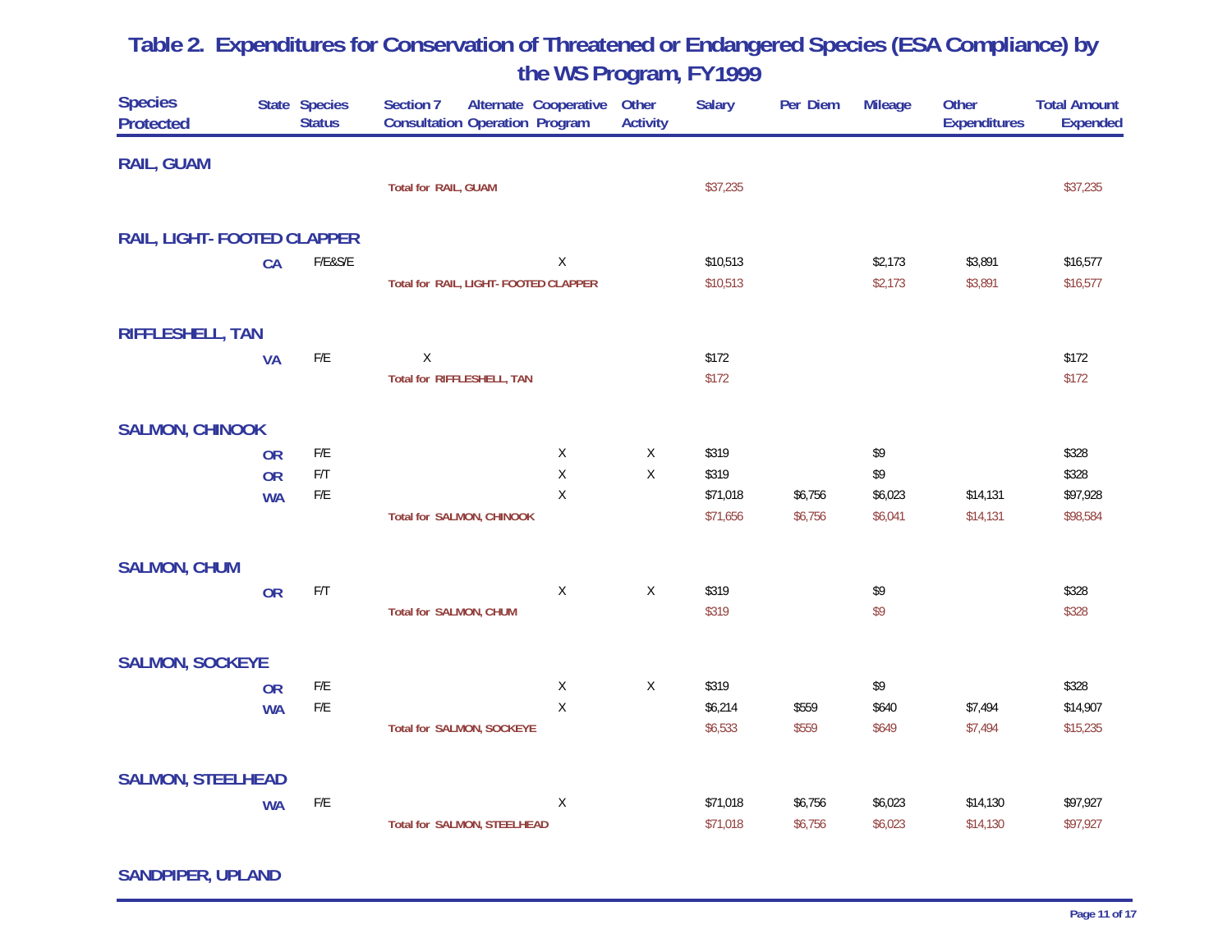## Table 2. Expenditures for Conservation of Threatened or Endangered Species (ESA Compliance) by the WS Program, FY1999

| Species Protected | State | Species Status | Section 7 Consultation | Alternate Operation | Cooperative Program | Other Activity | Salary | Per Diem | Mileage | Other Expenditures | Total Amount Expended |
|---|---|---|---|---|---|---|---|---|---|---|---|
| **RAIL, GUAM** | | | | | | | | | | | |
| | | | Total for RAIL, GUAM | | | | $37,235 | | | | $37,235 |
| **RAIL, LIGHT- FOOTED CLAPPER** | | | | | | | | | | | |
| | CA | F/E&S/E | | | X | | $10,513 | | $2,173 | $3,891 | $16,577 |
| | | | Total for RAIL, LIGHT- FOOTED CLAPPER | | | | $10,513 | | $2,173 | $3,891 | $16,577 |
| **RIFFLESHELL, TAN** | | | | | | | | | | | |
| | VA | F/E | X | | | | $172 | | | | $172 |
| | | | Total for RIFFLESHELL, TAN | | | | $172 | | | | $172 |
| **SALMON, CHINOOK** | | | | | | | | | | | |
| | OR | F/E | | | X | X | $319 | | $9 | | $328 |
| | OR | F/T | | | X | X | $319 | | $9 | | $328 |
| | WA | F/E | | | X | | $71,018 | $6,756 | $6,023 | $14,131 | $97,928 |
| | | | Total for SALMON, CHINOOK | | | | $71,656 | $6,756 | $6,041 | $14,131 | $98,584 |
| **SALMON, CHUM** | | | | | | | | | | | |
| | OR | F/T | | | X | X | $319 | | $9 | | $328 |
| | | | Total for SALMON, CHUM | | | | $319 | | $9 | | $328 |
| **SALMON, SOCKEYE** | | | | | | | | | | | |
| | OR | F/E | | | X | X | $319 | | $9 | | $328 |
| | WA | F/E | | | X | | $6,214 | $559 | $640 | $7,494 | $14,907 |
| | | | Total for SALMON, SOCKEYE | | | | $6,533 | $559 | $649 | $7,494 | $15,235 |
| **SALMON, STEELHEAD** | | | | | | | | | | | |
| | WA | F/E | | | X | | $71,018 | $6,756 | $6,023 | $14,130 | $97,927 |
| | | | Total for SALMON, STEELHEAD | | | | $71,018 | $6,756 | $6,023 | $14,130 | $97,927 |
| **SANDPIPER, UPLAND** | | | | | | | | | | | |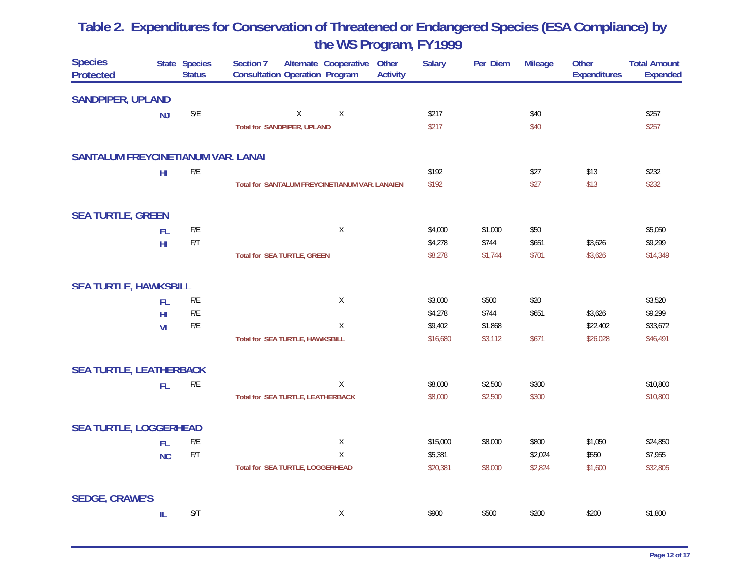## Table 2. Expenditures for Conservation of Threatened or Endangered Species (ESA Compliance) by the WS Program, FY1999

| Species Protected | State | Species Status | Section 7 Consultation | Alternate Operation | Cooperative Program | Other Activity | Salary | Per Diem | Mileage | Other Expenditures | Total Amount Expended |
|---|---|---|---|---|---|---|---|---|---|---|---|
| **SANDPIPER, UPLAND** | | | | | | | | | | | |
| | NJ | S/E | | X | X | | $217 | | $40 | | $257 |
| | | | Total for SANDPIPER, UPLAND | | | | $217 | | $40 | | $257 |
| **SANTALUM FREYCINETIANUM VAR. LANAI** | | | | | | | | | | | |
| | HI | F/E | | | | | $192 | | $27 | $13 | $232 |
| | | | Total for SANTALUM FREYCINETIANUM VAR. LANAIEN | | | | $192 | | $27 | $13 | $232 |
| **SEA TURTLE, GREEN** | | | | | | | | | | | |
| | FL | F/E | | | X | | $4,000 | $1,000 | $50 | | $5,050 |
| | HI | F/T | | | | | $4,278 | $744 | $651 | $3,626 | $9,299 |
| | | | Total for SEA TURTLE, GREEN | | | | $8,278 | $1,744 | $701 | $3,626 | $14,349 |
| **SEA TURTLE, HAWKSBILL** | | | | | | | | | | | |
| | FL | F/E | | | X | | $3,000 | $500 | $20 | | $3,520 |
| | HI | F/E | | | | | $4,278 | $744 | $651 | $3,626 | $9,299 |
| | VI | F/E | | | X | | $9,402 | $1,868 | | $22,402 | $33,672 |
| | | | Total for SEA TURTLE, HAWKSBILL | | | | $16,680 | $3,112 | $671 | $26,028 | $46,491 |
| **SEA TURTLE, LEATHERBACK** | | | | | | | | | | | |
| | FL | F/E | | | X | | $8,000 | $2,500 | $300 | | $10,800 |
| | | | Total for SEA TURTLE, LEATHERBACK | | | | $8,000 | $2,500 | $300 | | $10,800 |
| **SEA TURTLE, LOGGERHEAD** | | | | | | | | | | | |
| | FL | F/E | | | X | | $15,000 | $8,000 | $800 | $1,050 | $24,850 |
| | NC | F/T | | | X | | $5,381 | | $2,024 | $550 | $7,955 |
| | | | Total for SEA TURTLE, LOGGERHEAD | | | | $20,381 | $8,000 | $2,824 | $1,600 | $32,805 |
| **SEDGE, CRAWE'S** | | | | | | | | | | | |
| | IL | S/T | | | X | | $900 | $500 | $200 | $200 | $1,800 |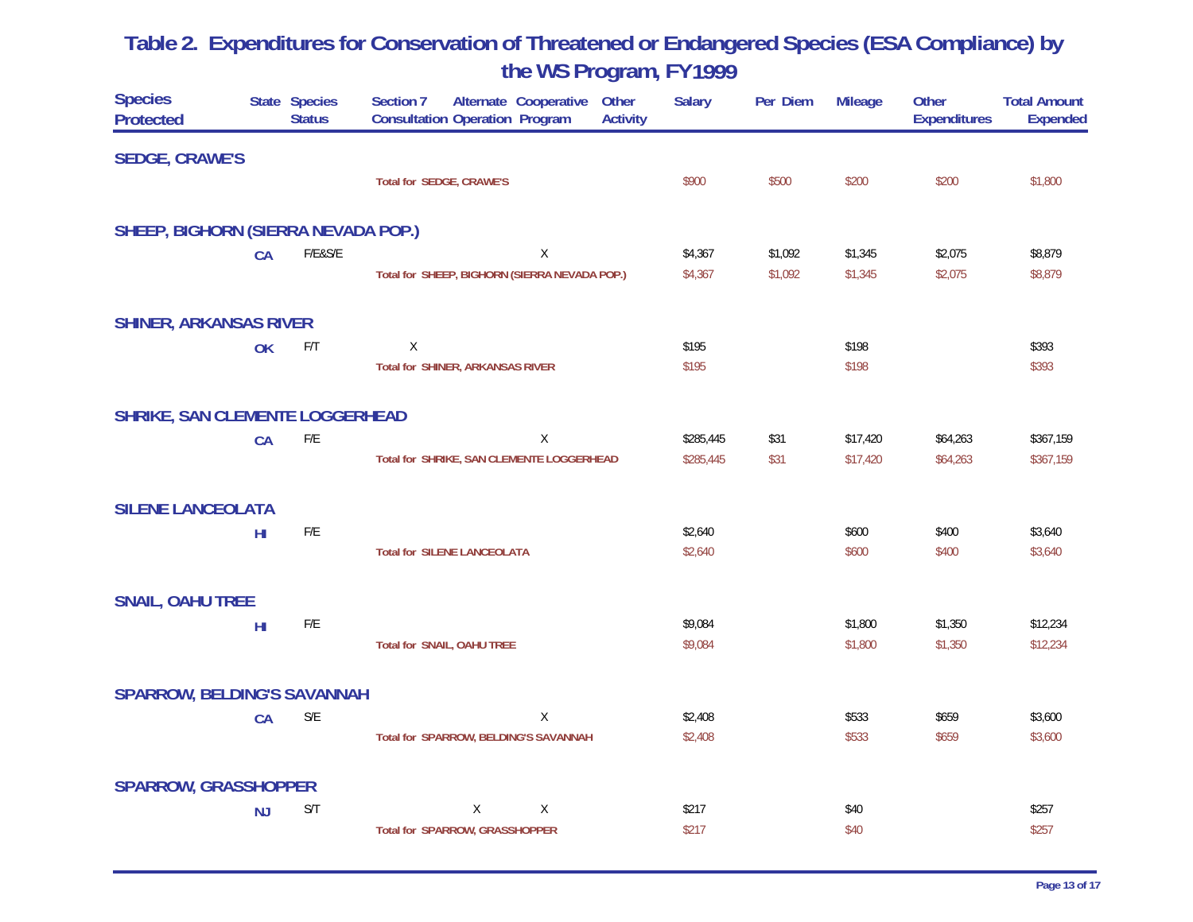## Table 2. Expenditures for Conservation of Threatened or Endangered Species (ESA Compliance) by the WS Program, FY1999

| Species Protected | State | Species Status | Section 7 Consultation | Alternate Operation | Cooperative Program | Other Activity | Salary | Per Diem | Mileage | Other Expenditures | Total Amount Expended |
|---|---|---|---|---|---|---|---|---|---|---|---|
| **SEDGE, CRAWE'S** | | | | | | | | | | | |
| | | | Total for SEDGE, CRAWE'S | | | | $900 | $500 | $200 | $200 | $1,800 |
| **SHEEP, BIGHORN (SIERRA NEVADA POP.)** | | | | | | | | | | | |
| | CA | F/E&S/E | | | X | | $4,367 | $1,092 | $1,345 | $2,075 | $8,879 |
| | | | Total for SHEEP, BIGHORN (SIERRA NEVADA POP.) | | | | $4,367 | $1,092 | $1,345 | $2,075 | $8,879 |
| **SHINER, ARKANSAS RIVER** | | | | | | | | | | | |
| | OK | F/T | X | | | | $195 | | $198 | | $393 |
| | | | Total for SHINER, ARKANSAS RIVER | | | | $195 | | $198 | | $393 |
| **SHRIKE, SAN CLEMENTE LOGGERHEAD** | | | | | | | | | | | |
| | CA | F/E | | | X | | $285,445 | $31 | $17,420 | $64,263 | $367,159 |
| | | | Total for SHRIKE, SAN CLEMENTE LOGGERHEAD | | | | $285,445 | $31 | $17,420 | $64,263 | $367,159 |
| **SILENE LANCEOLATA** | | | | | | | | | | | |
| | HI | F/E | | | | | $2,640 | | $600 | $400 | $3,640 |
| | | | Total for SILENE LANCEOLATA | | | | $2,640 | | $600 | $400 | $3,640 |
| **SNAIL, OAHU TREE** | | | | | | | | | | | |
| | HI | F/E | | | | | $9,084 | | $1,800 | $1,350 | $12,234 |
| | | | Total for SNAIL, OAHU TREE | | | | $9,084 | | $1,800 | $1,350 | $12,234 |
| **SPARROW, BELDING'S SAVANNAH** | | | | | | | | | | | |
| | CA | S/E | | | X | | $2,408 | | $533 | $659 | $3,600 |
| | | | Total for SPARROW, BELDING'S SAVANNAH | | | | $2,408 | | $533 | $659 | $3,600 |
| **SPARROW, GRASSHOPPER** | | | | | | | | | | | |
| | NJ | S/T | | X | X | | $217 | | $40 | | $257 |
| | | | Total for SPARROW, GRASSHOPPER | | | | $217 | | $40 | | $257 |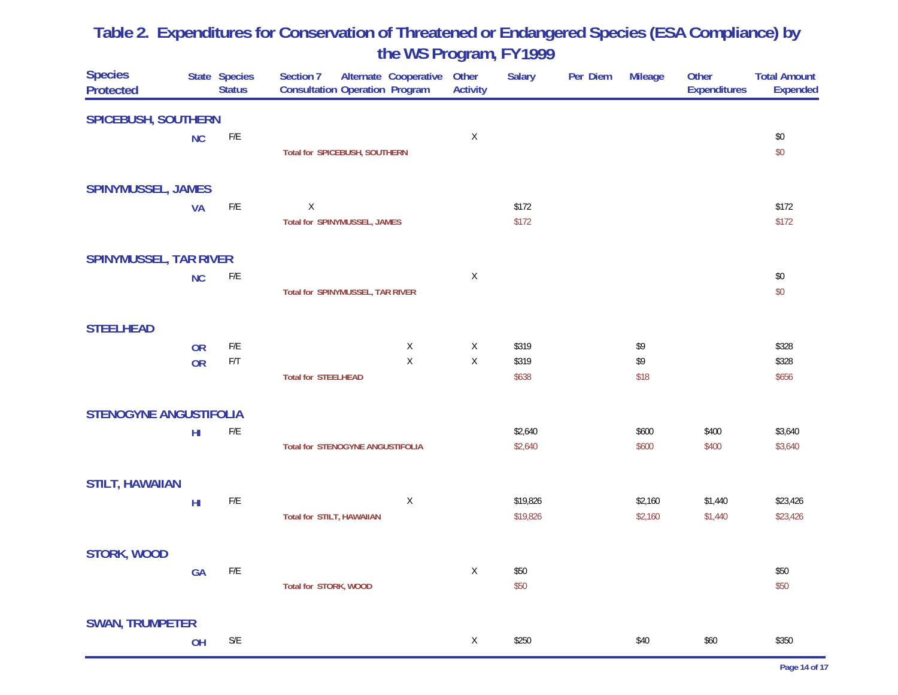# Table 2. Expenditures for Conservation of Threatened or Endangered Species (ESA Compliance) by the WS Program, FY1999

| Species Protected | State | Species Status | Section 7 Consultation | Alternate Operation | Cooperative Program | Other Activity | Salary | Per Diem | Mileage | Other Expenditures | Total Amount Expended |
|---|---|---|---|---|---|---|---|---|---|---|---|
| **SPICEBUSH, SOUTHERN** | | | | | | | | | | | |
| | NC | F/E | | | | X | | | | | $0 |
| | | | Total for SPICEBUSH, SOUTHERN | | | | | | | | $0 |
| **SPINYMUSSEL, JAMES** | | | | | | | | | | | |
| | VA | F/E | X | | | | $172 | | | | $172 |
| | | | Total for SPINYMUSSEL, JAMES | | | | $172 | | | | $172 |
| **SPINYMUSSEL, TAR RIVER** | | | | | | | | | | | |
| | NC | F/E | | | | X | | | | | $0 |
| | | | Total for SPINYMUSSEL, TAR RIVER | | | | | | | | $0 |
| **STEELHEAD** | | | | | | | | | | | |
| | OR | F/E | | | X | X | $319 | | $9 | | $328 |
| | OR | F/T | | | X | X | $319 | | $9 | | $328 |
| | | | Total for STEELHEAD | | | | $638 | | $18 | | $656 |
| **STENOGYNE ANGUSTIFOLIA** | | | | | | | | | | | |
| | HI | F/E | | | | | $2,640 | | $600 | $400 | $3,640 |
| | | | Total for STENOGYNE ANGUSTIFOLIA | | | | $2,640 | | $600 | $400 | $3,640 |
| **STILT, HAWAIIAN** | | | | | | | | | | | |
| | HI | F/E | | | X | | $19,826 | | $2,160 | $1,440 | $23,426 |
| | | | Total for STILT, HAWAIIAN | | | | $19,826 | | $2,160 | $1,440 | $23,426 |
| **STORK, WOOD** | | | | | | | | | | | |
| | GA | F/E | | | | X | $50 | | | | $50 |
| | | | Total for STORK, WOOD | | | | $50 | | | | $50 |
| **SWAN, TRUMPETER** | | | | | | | | | | | |
| | OH | S/E | | | | X | $250 | | $40 | $60 | $350 |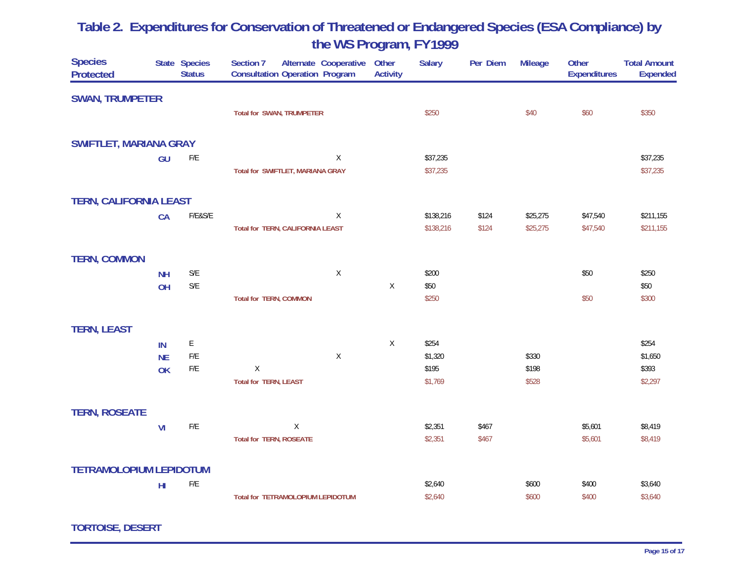# Table 2. Expenditures for Conservation of Threatened or Endangered Species (ESA Compliance) by the WS Program, FY1999

| Species Protected | State | Species Status | Section 7 Consultation | Alternate Operation | Cooperative Program | Other Activity | Salary | Per Diem | Mileage | Other Expenditures | Total Amount Expended |
|---|---|---|---|---|---|---|---|---|---|---|---|
| **SWAN, TRUMPETER** | | | | | | | | | | | |
| | | | Total for SWAN, TRUMPETER | | | | $250 | | $40 | $60 | $350 |
| **SWIFTLET, MARIANA GRAY** | | | | | | | | | | | |
| | GU | F/E | | | X | | $37,235 | | | | $37,235 |
| | | | Total for SWIFTLET, MARIANA GRAY | | | | $37,235 | | | | $37,235 |
| **TERN, CALIFORNIA LEAST** | | | | | | | | | | | |
| | CA | F/E&S/E | | | X | | $138,216 | $124 | $25,275 | $47,540 | $211,155 |
| | | | Total for TERN, CALIFORNIA LEAST | | | | $138,216 | $124 | $25,275 | $47,540 | $211,155 |
| **TERN, COMMON** | | | | | | | | | | | |
| | NH | S/E | | | X | | $200 | | | $50 | $250 |
| | OH | S/E | | | | X | $50 | | | | $50 |
| | | | Total for TERN, COMMON | | | | $250 | | | $50 | $300 |
| **TERN, LEAST** | | | | | | | | | | | |
| | IN | E | | | | X | $254 | | | | $254 |
| | NE | F/E | | | X | | $1,320 | | $330 | | $1,650 |
| | OK | F/E | X | | | | $195 | | $198 | | $393 |
| | | | Total for TERN, LEAST | | | | $1,769 | | $528 | | $2,297 |
| **TERN, ROSEATE** | | | | | | | | | | | |
| | VI | F/E | | X | | | $2,351 | $467 | | $5,601 | $8,419 |
| | | | Total for TERN, ROSEATE | | | | $2,351 | $467 | | $5,601 | $8,419 |
| **TETRAMOLOPIUM LEPIDOTUM** | | | | | | | | | | | |
| | HI | F/E | | | | | $2,640 | | $600 | $400 | $3,640 |
| | | | Total for TETRAMOLOPIUM LEPIDOTUM | | | | $2,640 | | $600 | $400 | $3,640 |
| **TORTOISE, DESERT** | | | | | | | | | | | |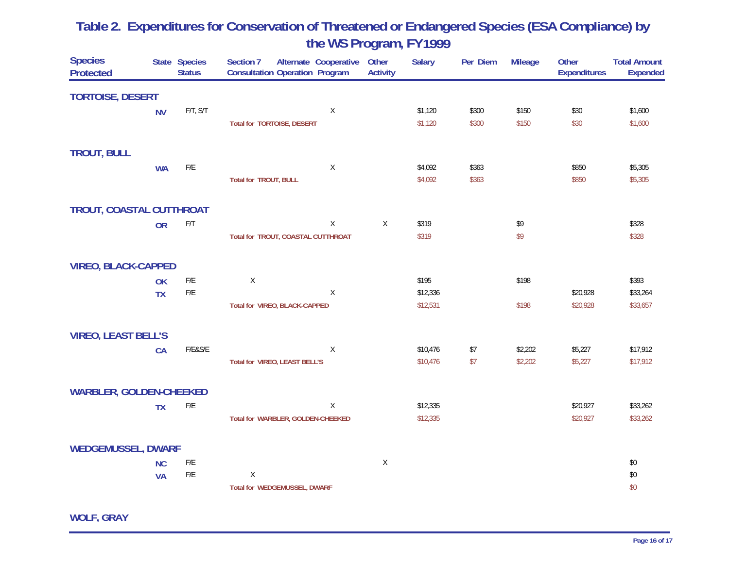# Table 2. Expenditures for Conservation of Threatened or Endangered Species (ESA Compliance) by the WS Program, FY1999

| Species Protected | State | Species Status | Section 7 Consultation | Alternate Operation | Cooperative Program | Other Activity | Salary | Per Diem | Mileage | Other Expenditures | Total Amount Expended |
|---|---|---|---|---|---|---|---|---|---|---|---|
| **TORTOISE, DESERT** | | | | | | | | | | | |
| | NV | F/T, S/T | | | X | | $1,120 | $300 | $150 | $30 | $1,600 |
| | | | Total for TORTOISE, DESERT | | | | $1,120 | $300 | $150 | $30 | $1,600 |
| **TROUT, BULL** | | | | | | | | | | | |
| | WA | F/E | | | X | | $4,092 | $363 | | $850 | $5,305 |
| | | | Total for TROUT, BULL | | | | $4,092 | $363 | | $850 | $5,305 |
| **TROUT, COASTAL CUTTHROAT** | | | | | | | | | | | |
| | OR | F/T | | | X | X | $319 | | $9 | | $328 |
| | | | Total for TROUT, COASTAL CUTTHROAT | | | | $319 | | $9 | | $328 |
| **VIREO, BLACK-CAPPED** | | | | | | | | | | | |
| | OK | F/E | X | | | | $195 | | $198 | | $393 |
| | TX | F/E | | | X | | $12,336 | | | $20,928 | $33,264 |
| | | | Total for VIREO, BLACK-CAPPED | | | | $12,531 | | $198 | $20,928 | $33,657 |
| **VIREO, LEAST BELL'S** | | | | | | | | | | | |
| | CA | F/E&S/E | | | X | | $10,476 | $7 | $2,202 | $5,227 | $17,912 |
| | | | Total for VIREO, LEAST BELL'S | | | | $10,476 | $7 | $2,202 | $5,227 | $17,912 |
| **WARBLER, GOLDEN-CHEEKED** | | | | | | | | | | | |
| | TX | F/E | | | X | | $12,335 | | | $20,927 | $33,262 |
| | | | Total for WARBLER, GOLDEN-CHEEKED | | | | $12,335 | | | $20,927 | $33,262 |
| **WEDGEMUSSEL, DWARF** | | | | | | | | | | | |
| | NC | F/E | | | | X | | | | | $0 |
| | VA | F/E | X | | | | | | | | $0 |
| | | | Total for WEDGEMUSSEL, DWARF | | | | | | | | $0 |
| **WOLF, GRAY** | | | | | | | | | | | |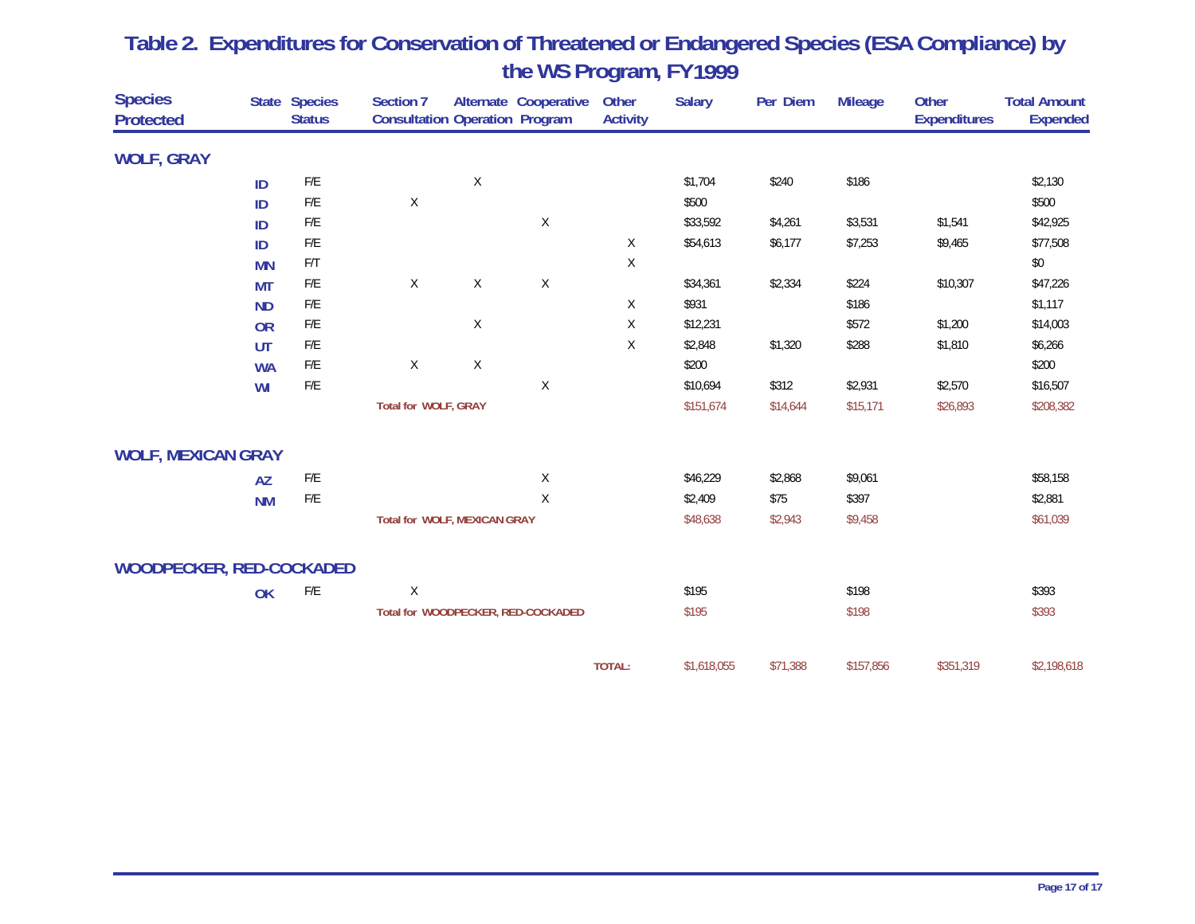# Table 2. Expenditures for Conservation of Threatened or Endangered Species (ESA Compliance) by the WS Program, FY1999

| Species Protected | State | Species Status | Section 7 Consultation | Alternate Operation | Cooperative Program | Other Activity | Salary | Per Diem | Mileage | Other Expenditures | Total Amount Expended |
|---|---|---|---|---|---|---|---|---|---|---|---|
| **WOLF, GRAY** | | | | | | | | | | | |
| | ID | F/E | | X | | | $1,704 | $240 | $186 | | $2,130 |
| | ID | F/E | X | | | | $500 | | | | $500 |
| | ID | F/E | | | X | | $33,592 | $4,261 | $3,531 | $1,541 | $42,925 |
| | ID | F/E | | | | X | $54,613 | $6,177 | $7,253 | $9,465 | $77,508 |
| | MN | F/T | | | | X | | | | | $0 |
| | MT | F/E | X | X | X | | $34,361 | $2,334 | $224 | $10,307 | $47,226 |
| | ND | F/E | | | | X | $931 | | $186 | | $1,117 |
| | OR | F/E | | X | | X | $12,231 | | $572 | $1,200 | $14,003 |
| | UT | F/E | | | | X | $2,848 | $1,320 | $288 | $1,810 | $6,266 |
| | WA | F/E | X | X | | | $200 | | | | $200 |
| | WI | F/E | | | X | | $10,694 | $312 | $2,931 | $2,570 | $16,507 |
| | | | Total for WOLF, GRAY | | | | $151,674 | $14,644 | $15,171 | $26,893 | $208,382 |
| **WOLF, MEXICAN GRAY** | | | | | | | | | | | |
| | AZ | F/E | | | X | | $46,229 | $2,868 | $9,061 | | $58,158 |
| | NM | F/E | | | X | | $2,409 | $75 | $397 | | $2,881 |
| | | | Total for WOLF, MEXICAN GRAY | | | | $48,638 | $2,943 | $9,458 | | $61,039 |
| **WOODPECKER, RED-COCKADED** | | | | | | | | | | | |
| | OK | F/E | X | | | | $195 | | $198 | | $393 |
| | | | Total for WOODPECKER, RED-COCKADED | | | | $195 | | $198 | | $393 |
| | | | | | | TOTAL: | $1,618,055 | $71,388 | $157,856 | $351,319 | $2,198,618 |